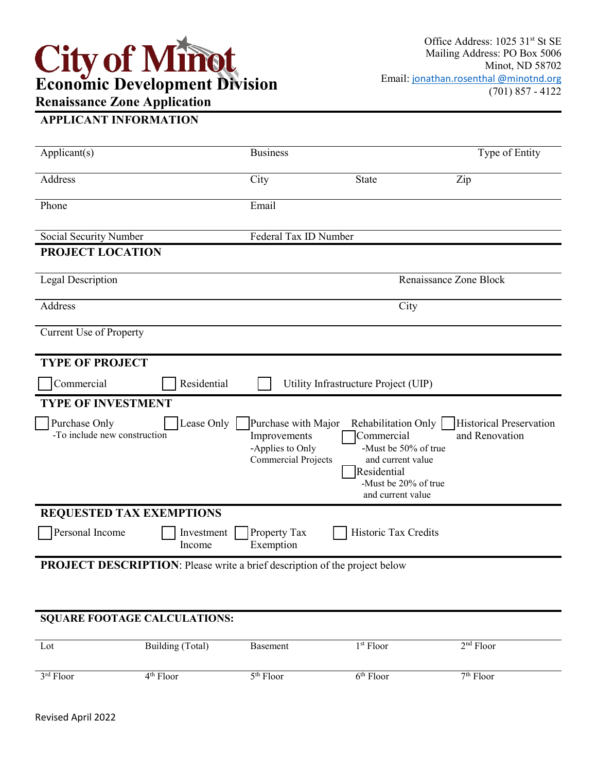# City of Minot
## Economic Development Division
### Renaissance Zone Application

Office Address: 1025 31st St SE
Mailing Address: PO Box 5006
Minot, ND 58702
Email: jonathan.rosenthal @minotnd.org
(701) 857 - 4122

## APPLICANT INFORMATION

| Applicant(s) | Business | | Type of Entity |
|---|---|---|---|
| Address | City | State | Zip |
| Phone | Email | | |
| Social Security Number | Federal Tax ID Number | | |

## PROJECT LOCATION

| Legal Description | Renaissance Zone Block |
|---|---|
| Address | City |
| Current Use of Property | |

## TYPE OF PROJECT

☐ Commercial ☐ Residential ☐ Utility Infrastructure Project (UIP)

## TYPE OF INVESTMENT

☐ Purchase Only
-To include new construction

☐ Lease Only

☐ Purchase with Major Improvements
-Applies to Only Commercial Projects

Rehabilitation Only
☐ Commercial
-Must be 50% of true and current value
☐ Residential
-Must be 20% of true and current value

☐ Historical Preservation and Renovation

## REQUESTED TAX EXEMPTIONS

☐ Personal Income ☐ Investment Income ☐ Property Tax Exemption ☐ Historic Tax Credits

**PROJECT DESCRIPTION**: Please write a brief description of the project below

## SQUARE FOOTAGE CALCULATIONS:

| Lot | Building (Total) | Basement | 1st Floor | 2nd Floor |
|---|---|---|---|---|
| 3rd Floor | 4th Floor | 5th Floor | 6th Floor | 7th Floor |

Revised April 2022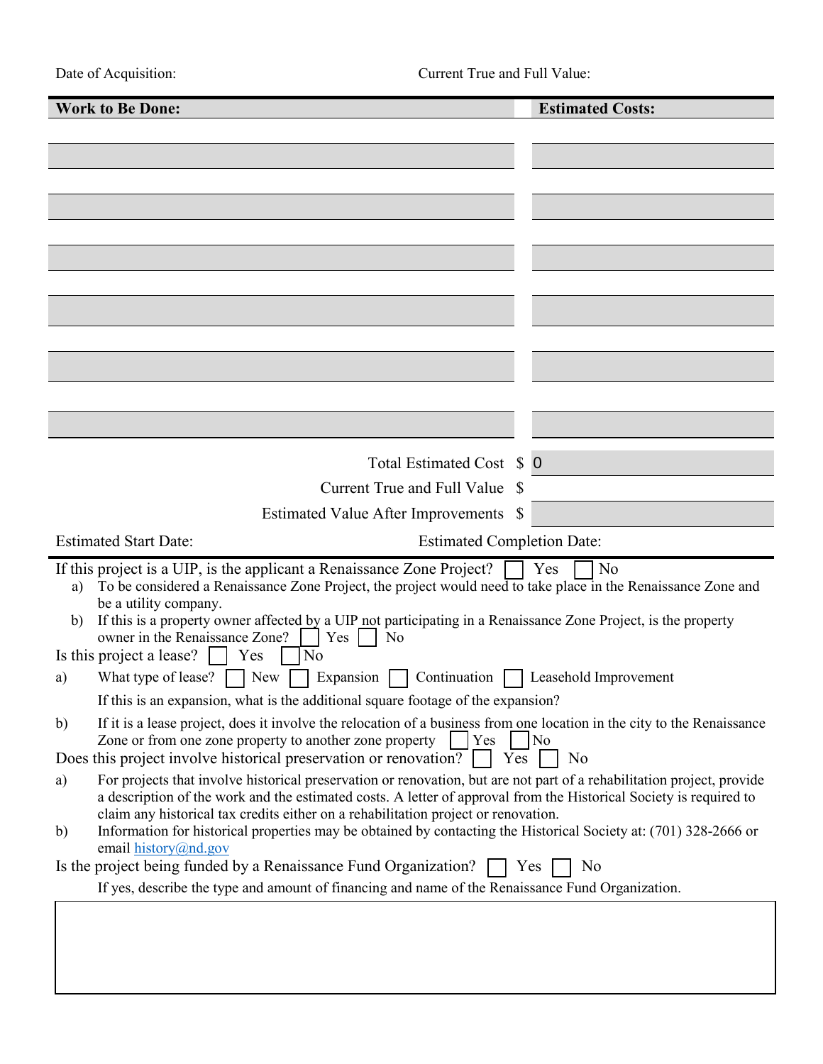Date of Acquisition: Current True and Full Value:

| Work to Be Done: | Estimated Costs: |
| --- | --- |
| | |
| | |
| | |
| | |
| | |
| | |
| | |
| | |
| | |
| | |
| | |
| | |

Total Estimated Cost $ 0

Current True and Full Value $

Estimated Value After Improvements $

Estimated Start Date: Estimated Completion Date:

If this project is a UIP, is the applicant a Renaissance Zone Project? ☐ Yes ☐ No

a) To be considered a Renaissance Zone Project, the project would need to take place in the Renaissance Zone and be a utility company.

b) If this is a property owner affected by a UIP not participating in a Renaissance Zone Project, is the property owner in the Renaissance Zone? ☐ Yes ☐ No

Is this project a lease? ☐ Yes ☐ No

a) What type of lease? ☐ New ☐ Expansion ☐ Continuation ☐ Leasehold Improvement

If this is an expansion, what is the additional square footage of the expansion?

b) If it is a lease project, does it involve the relocation of a business from one location in the city to the Renaissance Zone or from one zone property to another zone property ☐ Yes ☐ No

Does this project involve historical preservation or renovation? ☐ Yes ☐ No

a) For projects that involve historical preservation or renovation, but are not part of a rehabilitation project, provide a description of the work and the estimated costs. A letter of approval from the Historical Society is required to claim any historical tax credits either on a rehabilitation project or renovation.

b) Information for historical properties may be obtained by contacting the Historical Society at: (701) 328-2666 or email history@nd.gov

Is the project being funded by a Renaissance Fund Organization? ☐ Yes ☐ No

If yes, describe the type and amount of financing and name of the Renaissance Fund Organization.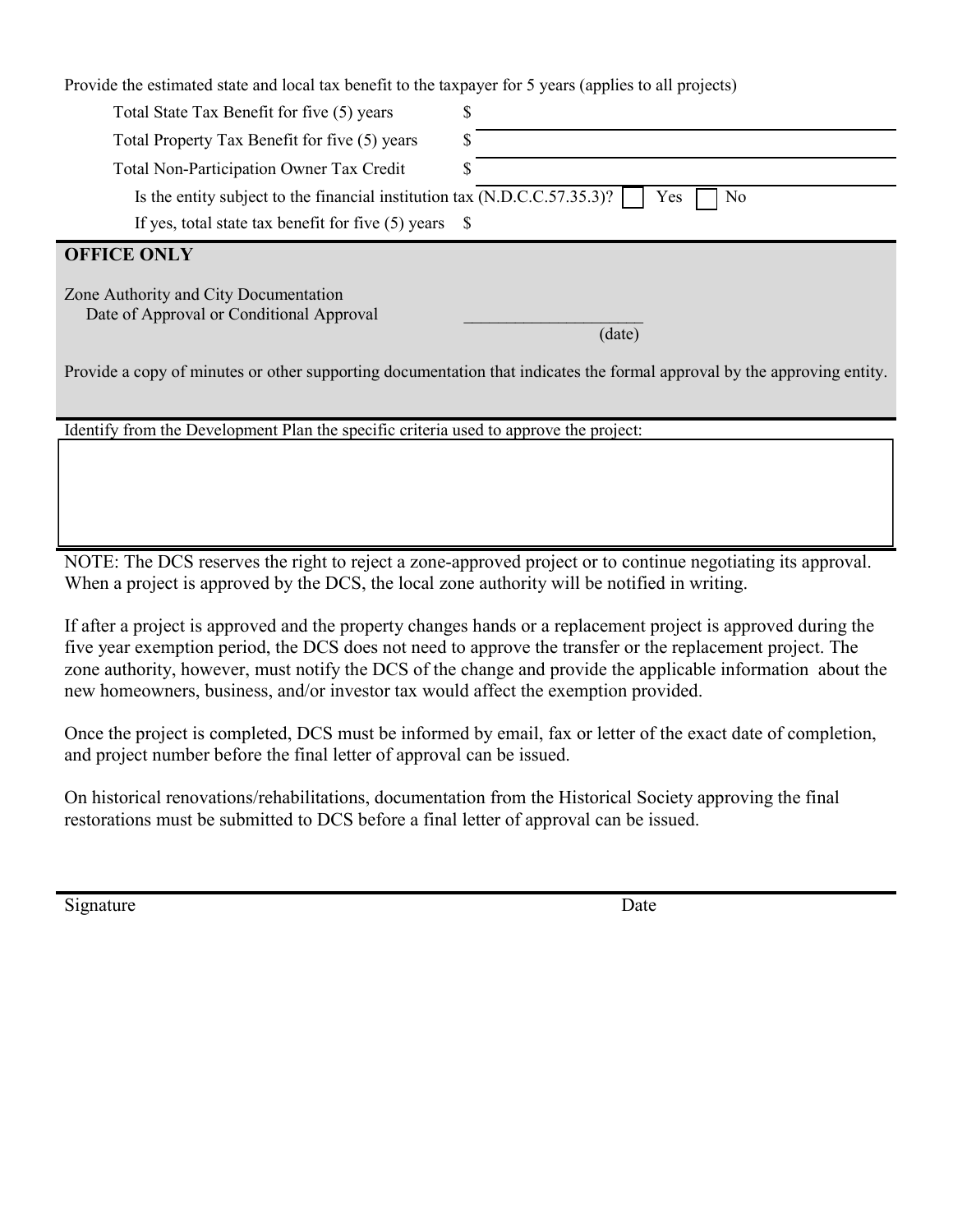Provide the estimated state and local tax benefit to the taxpayer for 5 years (applies to all projects)

Total State Tax Benefit for five (5) years $ \_\_\_\_\_\_\_\_\_\_\_\_\_\_\_\_\_\_\_\_

Total Property Tax Benefit for five (5) years $ \_\_\_\_\_\_\_\_\_\_\_\_\_\_\_\_\_\_\_\_

Total Non-Participation Owner Tax Credit $ \_\_\_\_\_\_\_\_\_\_\_\_\_\_\_\_\_\_\_\_

Is the entity subject to the financial institution tax (N.D.C.C.57.35.3)? ☐ Yes ☐ No

If yes, total state tax benefit for five (5) years $

**OFFICE ONLY**

Zone Authority and City Documentation
Date of Approval or Conditional Approval \_\_\_\_\_\_\_\_\_\_\_\_\_\_\_\_\_\_\_\_\_
(date)

Provide a copy of minutes or other supporting documentation that indicates the formal approval by the approving entity.

Identify from the Development Plan the specific criteria used to approve the project:

NOTE: The DCS reserves the right to reject a zone-approved project or to continue negotiating its approval. When a project is approved by the DCS, the local zone authority will be notified in writing.

If after a project is approved and the property changes hands or a replacement project is approved during the five year exemption period, the DCS does not need to approve the transfer or the replacement project. The zone authority, however, must notify the DCS of the change and provide the applicable information about the new homeowners, business, and/or investor tax would affect the exemption provided.

Once the project is completed, DCS must be informed by email, fax or letter of the exact date of completion, and project number before the final letter of approval can be issued.

On historical renovations/rehabilitations, documentation from the Historical Society approving the final restorations must be submitted to DCS before a final letter of approval can be issued.

Signature Date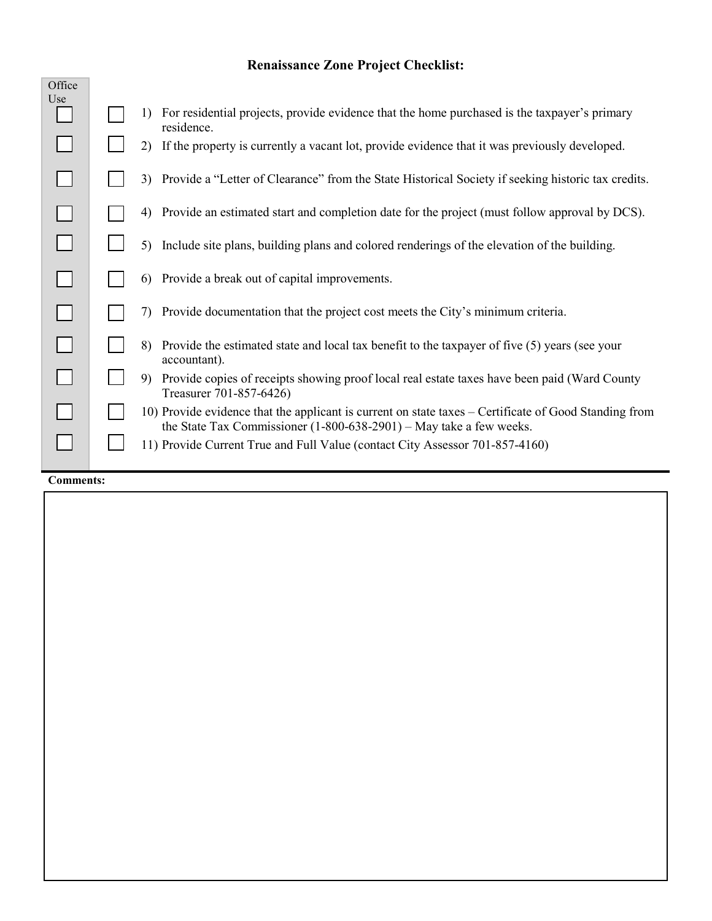## Renaissance Zone Project Checklist:

| Office Use | | |
| --- | --- | --- |
| ☐ | ☐ | 1) For residential projects, provide evidence that the home purchased is the taxpayer's primary residence. |
| ☐ | ☐ | 2) If the property is currently a vacant lot, provide evidence that it was previously developed. |
| ☐ | ☐ | 3) Provide a "Letter of Clearance" from the State Historical Society if seeking historic tax credits. |
| ☐ | ☐ | 4) Provide an estimated start and completion date for the project (must follow approval by DCS). |
| ☐ | ☐ | 5) Include site plans, building plans and colored renderings of the elevation of the building. |
| ☐ | ☐ | 6) Provide a break out of capital improvements. |
| ☐ | ☐ | 7) Provide documentation that the project cost meets the City's minimum criteria. |
| ☐ | ☐ | 8) Provide the estimated state and local tax benefit to the taxpayer of five (5) years (see your accountant). |
| ☐ | ☐ | 9) Provide copies of receipts showing proof local real estate taxes have been paid (Ward County Treasurer 701-857-6426) |
| ☐ | ☐ | 10) Provide evidence that the applicant is current on state taxes – Certificate of Good Standing from the State Tax Commissioner (1-800-638-2901) – May take a few weeks. |
| ☐ | ☐ | 11) Provide Current True and Full Value (contact City Assessor 701-857-4160) |

**Comments:**